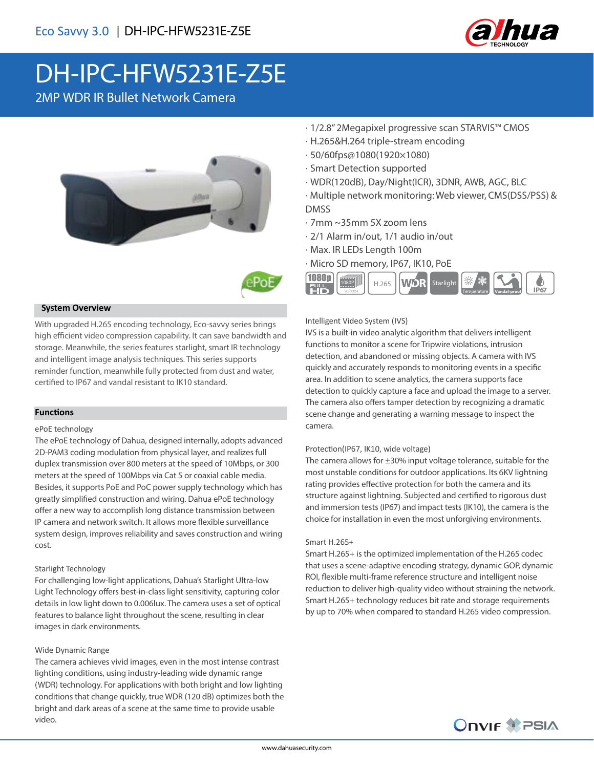Eco Savvy 3.0 | DH-IPC-HFW5231E-Z5E

# DH-IPC-HFW5231E-Z5E

2MP WDR IR Bullet Network Camera

· 1/2.8" 2Megapixel progressive scan STARVIS™ CMOS
· H.265&H.264 triple-stream encoding
· 50/60fps@1080(1920×1080)
· Smart Detection supported
· WDR(120dB), Day/Night(ICR), 3DNR, AWB, AGC, BLC
· Multiple network monitoring: Web viewer, CMS(DSS/PSS) & DMSS
· 7mm ~35mm 5X zoom lens
· 2/1 Alarm in/out, 1/1 audio in/out
· Max. IR LEDs Length 100m
· Micro SD memory, IP67, IK10, PoE

## System Overview

With upgraded H.265 encoding technology, Eco-savvy series brings high efficient video compression capability. It can save bandwidth and storage. Meanwhile, the series features starlight, smart IR technology and intelligent image analysis techniques. This series supports reminder function, meanwhile fully protected from dust and water, certified to IP67 and vandal resistant to IK10 standard.

## Functions

### ePoE technology

The ePoE technology of Dahua, designed internally, adopts advanced 2D-PAM3 coding modulation from physical layer, and realizes full duplex transmission over 800 meters at the speed of 10Mbps, or 300 meters at the speed of 100Mbps via Cat 5 or coaxial cable media. Besides, it supports PoE and PoC power supply technology which has greatly simplified construction and wiring. Dahua ePoE technology offer a new way to accomplish long distance transmission between IP camera and network switch. It allows more flexible surveillance system design, improves reliability and saves construction and wiring cost.

### Starlight Technology

For challenging low-light applications, Dahua's Starlight Ultra-low Light Technology offers best-in-class light sensitivity, capturing color details in low light down to 0.006lux. The camera uses a set of optical features to balance light throughout the scene, resulting in clear images in dark environments.

### Wide Dynamic Range

The camera achieves vivid images, even in the most intense contrast lighting conditions, using industry-leading wide dynamic range (WDR) technology. For applications with both bright and low lighting conditions that change quickly, true WDR (120 dB) optimizes both the bright and dark areas of a scene at the same time to provide usable video.

### Intelligent Video System (IVS)

IVS is a built-in video analytic algorithm that delivers intelligent functions to monitor a scene for Tripwire violations, intrusion detection, and abandoned or missing objects. A camera with IVS quickly and accurately responds to monitoring events in a specific area. In addition to scene analytics, the camera supports face detection to quickly capture a face and upload the image to a server. The camera also offers tamper detection by recognizing a dramatic scene change and generating a warning message to inspect the camera.

### Protection(IP67, IK10, wide voltage)

The camera allows for ±30% input voltage tolerance, suitable for the most unstable conditions for outdoor applications. Its 6KV lightning rating provides effective protection for both the camera and its structure against lightning. Subjected and certified to rigorous dust and immersion tests (IP67) and impact tests (IK10), the camera is the choice for installation in even the most unforgiving environments.

### Smart H.265+

Smart H.265+ is the optimized implementation of the H.265 codec that uses a scene-adaptive encoding strategy, dynamic GOP, dynamic ROI, flexible multi-frame reference structure and intelligent noise reduction to deliver high-quality video without straining the network. Smart H.265+ technology reduces bit rate and storage requirements by up to 70% when compared to standard H.265 video compression.

www.dahuasecurity.com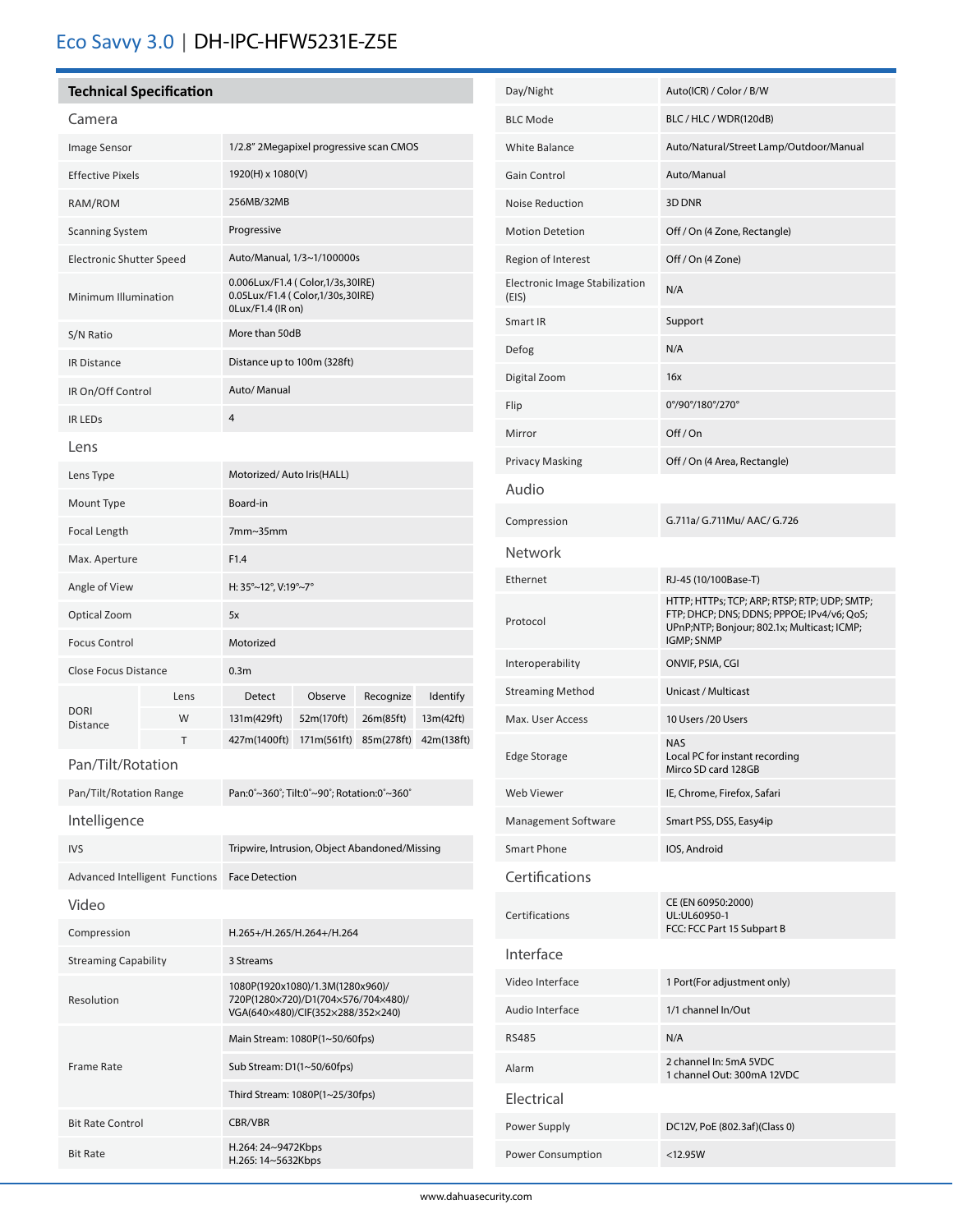# Eco Savvy 3.0 | DH-IPC-HFW5231E-Z5E

## Technical Specification

### Camera

| | |
|---|---|
| Image Sensor | 1/2.8" 2Megapixel progressive scan CMOS |
| Effective Pixels | 1920(H) x 1080(V) |
| RAM/ROM | 256MB/32MB |
| Scanning System | Progressive |
| Electronic Shutter Speed | Auto/Manual, 1/3~1/100000s |
| Minimum Illumination | 0.006Lux/F1.4 ( Color,1/3s,30IRE)<br>0.05Lux/F1.4 ( Color,1/30s,30IRE)<br>0Lux/F1.4 (IR on) |
| S/N Ratio | More than 50dB |
| IR Distance | Distance up to 100m (328ft) |
| IR On/Off Control | Auto/ Manual |
| IR LEDs | 4 |

### Lens

| | |
|---|---|
| Lens Type | Motorized/ Auto Iris(HALL) |
| Mount Type | Board-in |
| Focal Length | 7mm~35mm |
| Max. Aperture | F1.4 |
| Angle of View | H: 35°~12°, V:19°~7° |
| Optical Zoom | 5x |
| Focus Control | Motorized |
| Close Focus Distance | 0.3m |

| DORI Distance | Lens | Detect | Observe | Recognize | Identify |
|---|---|---|---|---|---|
| | W | 131m(429ft) | 52m(170ft) | 26m(85ft) | 13m(42ft) |
| | T | 427m(1400ft) | 171m(561ft) | 85m(278ft) | 42m(138ft) |

### Pan/Tilt/Rotation

| | |
|---|---|
| Pan/Tilt/Rotation Range | Pan:0°~360°; Tilt:0°~90°; Rotation:0°~360° |

### Intelligence

| | |
|---|---|
| IVS | Tripwire, Intrusion, Object Abandoned/Missing |
| Advanced Intelligent Functions | Face Detection |

### Video

| | |
|---|---|
| Compression | H.265+/H.265/H.264+/H.264 |
| Streaming Capability | 3 Streams |
| Resolution | 1080P(1920x1080)/1.3M(1280x960)/<br>720P(1280×720)/D1(704×576/704×480)/<br>VGA(640×480)/CIF(352×288/352×240) |
| Frame Rate | Main Stream: 1080P(1~50/60fps) |
| | Sub Stream: D1(1~50/60fps) |
| | Third Stream: 1080P(1~25/30fps) |
| Bit Rate Control | CBR/VBR |
| Bit Rate | H.264: 24~9472Kbps<br>H.265: 14~5632Kbps |
| Day/Night | Auto(ICR) / Color / B/W |
| BLC Mode | BLC / HLC / WDR(120dB) |
| White Balance | Auto/Natural/Street Lamp/Outdoor/Manual |
| Gain Control | Auto/Manual |
| Noise Reduction | 3D DNR |
| Motion Detetion | Off / On (4 Zone, Rectangle) |
| Region of Interest | Off / On (4 Zone) |
| Electronic Image Stabilization (EIS) | N/A |
| Smart IR | Support |
| Defog | N/A |
| Digital Zoom | 16x |
| Flip | 0°/90°/180°/270° |
| Mirror | Off / On |
| Privacy Masking | Off / On (4 Area, Rectangle) |

### Audio

| | |
|---|---|
| Compression | G.711a/ G.711Mu/ AAC/ G.726 |

### Network

| | |
|---|---|
| Ethernet | RJ-45 (10/100Base-T) |
| Protocol | HTTP; HTTPs; TCP; ARP; RTSP; RTP; UDP; SMTP; FTP; DHCP; DNS; DDNS; PPPOE; IPv4/v6; QoS; UPnP;NTP; Bonjour; 802.1x; Multicast; ICMP; IGMP; SNMP |
| Interoperability | ONVIF, PSIA, CGI |
| Streaming Method | Unicast / Multicast |
| Max. User Access | 10 Users /20 Users |
| Edge Storage | NAS<br>Local PC for instant recording<br>Mirco SD card 128GB |
| Web Viewer | IE, Chrome, Firefox, Safari |
| Management Software | Smart PSS, DSS, Easy4ip |
| Smart Phone | IOS, Android |

### Certifications

| | |
|---|---|
| Certifications | CE (EN 60950:2000)<br>UL:UL60950-1<br>FCC: FCC Part 15 Subpart B |

### Interface

| | |
|---|---|
| Video Interface | 1 Port(For adjustment only) |
| Audio Interface | 1/1 channel In/Out |
| RS485 | N/A |
| Alarm | 2 channel In: 5mA 5VDC<br>1 channel Out: 300mA 12VDC |

### Electrical

| | |
|---|---|
| Power Supply | DC12V, PoE (802.3af)(Class 0) |
| Power Consumption | <12.95W |

www.dahuasecurity.com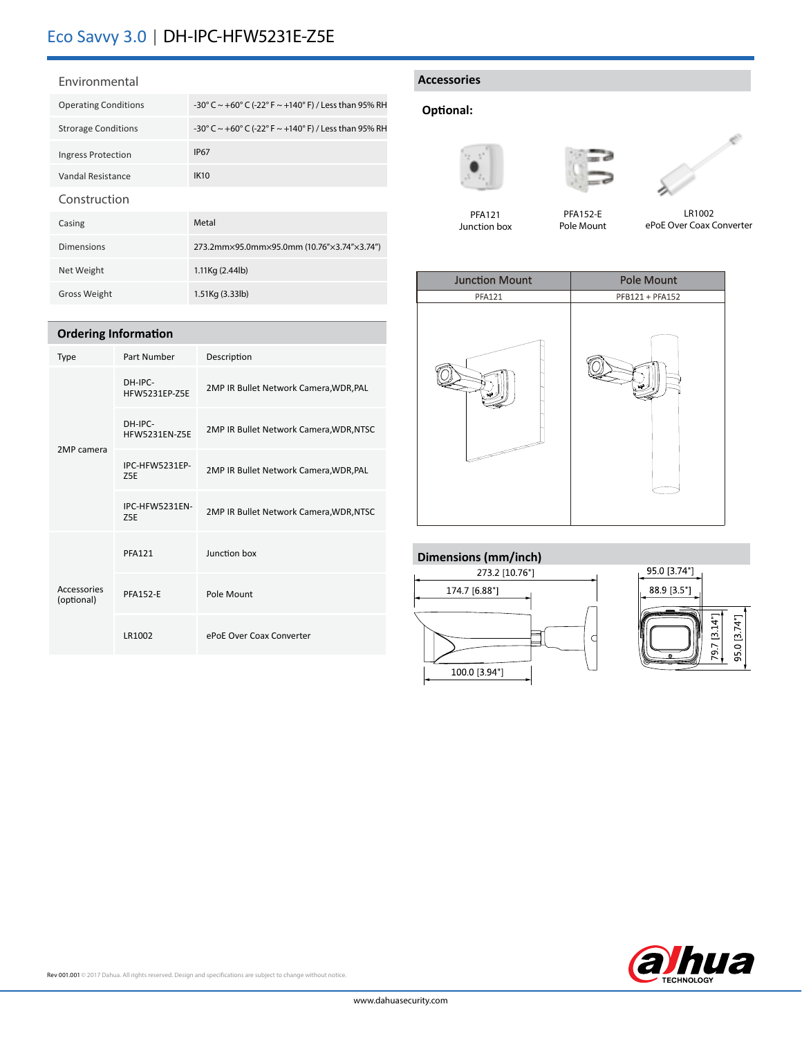# Eco Savvy 3.0 | DH-IPC-HFW5231E-Z5E

## Environmental

| | |
|---|---|
| Operating Conditions | -30° C ~ +60° C (-22° F ~ +140° F) / Less than 95% RH |
| Strorage Conditions | -30° C ~ +60° C (-22° F ~ +140° F) / Less than 95% RH |
| Ingress Protection | IP67 |
| Vandal Resistance | IK10 |

## Construction

| | |
|---|---|
| Casing | Metal |
| Dimensions | 273.2mm×95.0mm×95.0mm (10.76"×3.74"×3.74") |
| Net Weight | 1.11Kg (2.44lb) |
| Gross Weight | 1.51Kg (3.33lb) |

## Ordering Information

| Type | Part Number | Description |
|---|---|---|
| 2MP camera | DH-IPC-HFW5231EP-Z5E | 2MP IR Bullet Network Camera,WDR,PAL |
| | DH-IPC-HFW5231EN-Z5E | 2MP IR Bullet Network Camera,WDR,NTSC |
| | IPC-HFW5231EP-Z5E | 2MP IR Bullet Network Camera,WDR,PAL |
| | IPC-HFW5231EN-Z5E | 2MP IR Bullet Network Camera,WDR,NTSC |
| Accessories (optional) | PFA121 | Junction box |
| | PFA152-E | Pole Mount |
| | LR1002 | ePoE Over Coax Converter |

## Accessories

**Optional:**

PFA121
Junction box

PFA152-E
Pole Mount

LR1002
ePoE Over Coax Converter

| Junction Mount | Pole Mount |
|---|---|
| PFA121 | PFB121 + PFA152 |

## Dimensions (mm/inch)

273.2 [10.76"]
174.7 [6.88"]
100.0 [3.94"]
95.0 [3.74"]
88.9 [3.5"]
79.7 [3.14"]
95.0 [3.74"]

Rev 001.001 © 2017 Dahua. All rights reserved. Design and specifications are subject to change without notice.

www.dahuasecurity.com